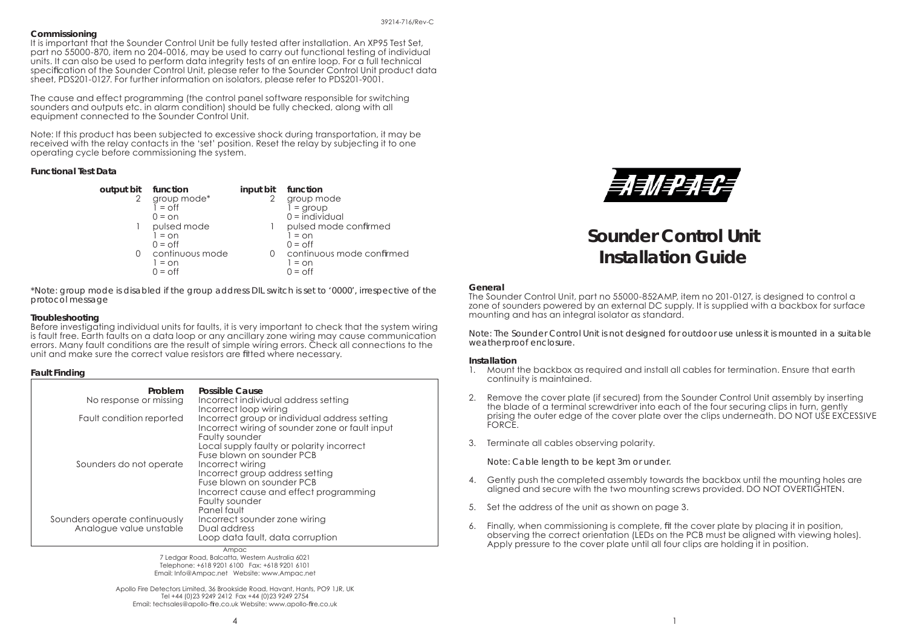## Commissioning

It is important that the Sounder Control Unit be fully tested after installation. An XP95 Test Set, part no 55000-870, item no 204-0016, may be used to carry out functional testing of individual units. It can also be used to perform data integrity tests of an entire loop. For a full technical specification of the Sounder Control Unit, please refer to the Sounder Control Unit product data sheet, PDS201-0127. For further information on isolators, please refer to PDS201-9001.

The cause and effect programming (the control panel software responsible for switching sounders and outputs etc. in alarm condition) should be fully checked, along with all equipment connected to the Sounder Control Unit.

Note: If this product has been subjected to excessive shock during transportation, it may be received with the relay contacts in the 'set' position. Reset the relay by subjecting it to one operating cycle before commissioning the system.

## Functional Test Data

| output bit | function | input bit | function |
|---|---|---|---|
| 2 | group mode*<br>1 = off<br>0 = on | 2 | group mode<br>1 = group<br>0 = individual |
| 1 | pulsed mode<br>1 = on<br>0 = off | 1 | pulsed mode confirmed<br>1 = on<br>0 = off |
| 0 | continuous mode<br>1 = on<br>0 = off | 0 | continuous mode confirmed<br>1 = on<br>0 = off |

*Note: group mode is disabled if the group address DIL switch is set to '0000', irrespective of the protocol message

## Troubleshooting

Before investigating individual units for faults, it is very important to check that the system wiring is fault free. Earth faults on a data loop or any ancillary zone wiring may cause communication errors. Many fault conditions are the result of simple wiring errors. Check all connections to the unit and make sure the correct value resistors are fitted where necessary.

## Fault Finding

| Problem | Possible Cause |
|---|---|
| No response or missing | Incorrect individual address setting<br>Incorrect loop wiring |
| Fault condition reported | Incorrect group or individual address setting<br>Incorrect wiring of sounder zone or fault input<br>Faulty sounder<br>Local supply faulty or polarity incorrect<br>Fuse blown on sounder PCB |
| Sounders do not operate | Incorrect wiring<br>Incorrect group address setting<br>Fuse blown on sounder PCB<br>Incorrect cause and effect programming<br>Faulty sounder<br>Panel fault |
| Sounders operate continuously | Incorrect sounder zone wiring |
| Analogue value unstable | Dual address<br>Loop data fault, data corruption |

Ampac
7 Ledgar Road, Balcatta, Western Australia 6021
Telephone: +618 9201 6100 Fax: +618 9201 6101
Email: Info@Ampac.net Website: www.Ampac.net

Apollo Fire Detectors Limited, 36 Brookside Road, Havant, Hants, PO9 1JR, UK
Tel +44 (0)23 9249 2412 Fax +44 (0)23 9249 2754
Email: techsales@apollo-fire.co.uk Website: www.apollo-fire.co.uk

AMPAC

# Sounder Control Unit Installation Guide

## General

The Sounder Control Unit, part no 55000-852AMP, item no 201-0127, is designed to control a zone of sounders powered by an external DC supply. It is supplied with a backbox for surface mounting and has an integral isolator as standard.

Note: The Sounder Control Unit is not designed for outdoor use unless it is mounted in a suitable weatherproof enclosure.

## Installation

1. Mount the backbox as required and install all cables for termination. Ensure that earth continuity is maintained.

2. Remove the cover plate (if secured) from the Sounder Control Unit assembly by inserting the blade of a terminal screwdriver into each of the four securing clips in turn, gently prising the outer edge of the cover plate over the clips underneath. DO NOT USE EXCESSIVE FORCE.

3. Terminate all cables observing polarity.

   Note: Cable length to be kept 3m or under.

4. Gently push the completed assembly towards the backbox until the mounting holes are aligned and secure with the two mounting screws provided. DO NOT OVERTIGHTEN.

5. Set the address of the unit as shown on page 3.

6. Finally, when commissioning is complete, fit the cover plate by placing it in position, observing the correct orientation (LEDs on the PCB must be aligned with viewing holes). Apply pressure to the cover plate until all four clips are holding it in position.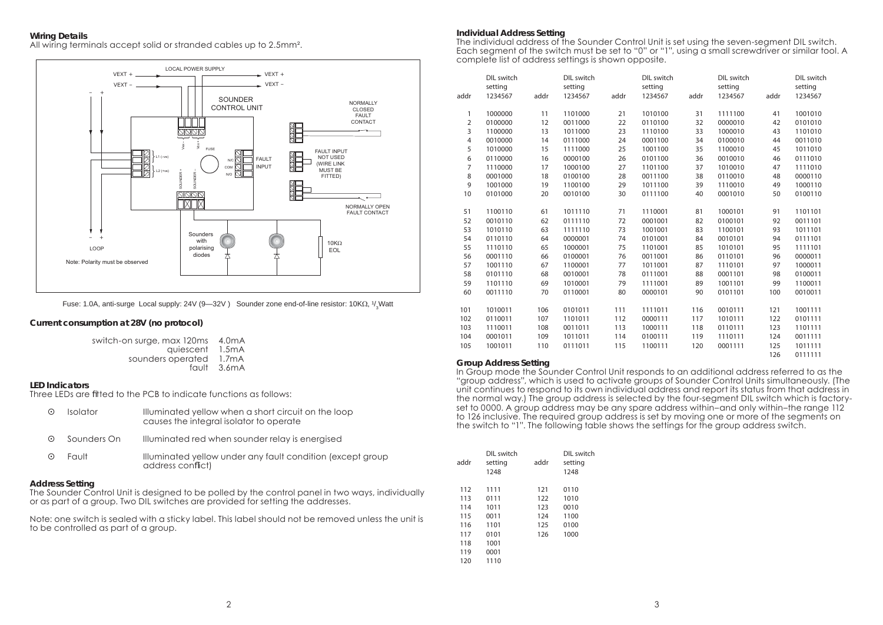## Wiring Details

All wiring terminals accept solid or stranded cables up to 2.5mm².

LOCAL POWER SUPPLY
VEXT +
VEXT −
VEXT +
VEXT −
SOUNDER CONTROL UNIT
NORMALLY CLOSED FAULT CONTACT
FAULT INPUT NOT USED (WIRE LINK MUST BE FITTED)
NORMALLY OPEN FAULT CONTACT
L1 (−ve)
L2 (+ve)
Vex −
Vex +
FUSE
N/C
COM
N/O
FAULT INPUT
SOUNDER +
SOUNDER −
LOOP
Sounders with polarising diodes
10KΩ EOL
Note: Polarity must be observed

Fuse: 1.0A, anti-surge Local supply: 24V (9—32V ) Sounder zone end-of-line resistor: 10KΩ, 1/3 Watt

### Current consumption at 28V (no protocol)

| | |
|---|---|
| switch-on surge, max 120ms | 4.0mA |
| quiescent | 1.5mA |
| sounders operated | 1.7mA |
| fault | 3.6mA |

### LED Indicators

Three LEDs are fitted to the PCB to indicate functions as follows:

- Isolator — Illuminated yellow when a short circuit on the loop causes the integral isolator to operate
- Sounders On — Illuminated red when sounder relay is energised
- Fault — Illuminated yellow under any fault condition (except group address conflict)

### Address Setting

The Sounder Control Unit is designed to be polled by the control panel in two ways, individually or as part of a group. Two DIL switches are provided for setting the addresses.

Note: one switch is sealed with a sticky label. This label should not be removed unless the unit is to be controlled as part of a group.

### Individual Address Setting

The individual address of the Sounder Control Unit is set using the seven-segment DIL switch. Each segment of the switch must be set to "0" or "1", using a small screwdriver or similar tool. A complete list of address settings is shown opposite.

| addr | DIL switch setting 1234567 | addr | DIL switch setting 1234567 | addr | DIL switch setting 1234567 | addr | DIL switch setting 1234567 | addr | DIL switch setting 1234567 |
|---|---|---|---|---|---|---|---|---|---|
| 1 | 1000000 | 11 | 1101000 | 21 | 1010100 | 31 | 1111100 | 41 | 1001010 |
| 2 | 0100000 | 12 | 0011000 | 22 | 0110100 | 32 | 0000010 | 42 | 0101010 |
| 3 | 1100000 | 13 | 1011000 | 23 | 1110100 | 33 | 1000010 | 43 | 1101010 |
| 4 | 0010000 | 14 | 0111000 | 24 | 0001100 | 34 | 0100010 | 44 | 0011010 |
| 5 | 1010000 | 15 | 1111000 | 25 | 1001100 | 35 | 1100010 | 45 | 1011010 |
| 6 | 0110000 | 16 | 0000100 | 26 | 0101100 | 36 | 0010010 | 46 | 0111010 |
| 7 | 1110000 | 17 | 1000100 | 27 | 1101100 | 37 | 1010010 | 47 | 1111010 |
| 8 | 0001000 | 18 | 0100100 | 28 | 0011100 | 38 | 0110010 | 48 | 0000110 |
| 9 | 1001000 | 19 | 1100100 | 29 | 1011100 | 39 | 1110010 | 49 | 1000110 |
| 10 | 0101000 | 20 | 0010100 | 30 | 0111100 | 40 | 0001010 | 50 | 0100110 |
| 51 | 1100110 | 61 | 1011110 | 71 | 1110001 | 81 | 1000101 | 91 | 1101101 |
| 52 | 0010110 | 62 | 0111110 | 72 | 0001001 | 82 | 0100101 | 92 | 0011101 |
| 53 | 1010110 | 63 | 1111110 | 73 | 1001001 | 83 | 1100101 | 93 | 1011101 |
| 54 | 0110110 | 64 | 0000001 | 74 | 0101001 | 84 | 0010101 | 94 | 0111101 |
| 55 | 1110110 | 65 | 1000001 | 75 | 1101001 | 85 | 1010101 | 95 | 1111101 |
| 56 | 0001110 | 66 | 0100001 | 76 | 0011001 | 86 | 0110101 | 96 | 0000011 |
| 57 | 1001110 | 67 | 1100001 | 77 | 1011001 | 87 | 1110101 | 97 | 1000011 |
| 58 | 0101110 | 68 | 0010001 | 78 | 0111001 | 88 | 0001101 | 98 | 0100011 |
| 59 | 1101110 | 69 | 1010001 | 79 | 1111001 | 89 | 1001101 | 99 | 1100011 |
| 60 | 0011110 | 70 | 0110001 | 80 | 0000101 | 90 | 0101101 | 100 | 0010011 |
| 101 | 1010011 | 106 | 0101011 | 111 | 1111011 | 116 | 0010111 | 121 | 1001111 |
| 102 | 0110011 | 107 | 1101011 | 112 | 0000111 | 117 | 1010111 | 122 | 0101111 |
| 103 | 1110011 | 108 | 0011011 | 113 | 1000111 | 118 | 0110111 | 123 | 1101111 |
| 104 | 0001011 | 109 | 1011011 | 114 | 0100111 | 119 | 1110111 | 124 | 0011111 |
| 105 | 1001011 | 110 | 0111011 | 115 | 1100111 | 120 | 0001111 | 125 | 1011111 |
| | | | | | | | | 126 | 0111111 |

### Group Address Setting

In Group mode the Sounder Control Unit responds to an additional address referred to as the "group address", which is used to activate groups of Sounder Control Units simultaneously. (The unit continues to respond to its own individual address and report its status from that address in the normal way.) The group address is selected by the four-segment DIL switch which is factory-set to 0000. A group address may be any spare address within–and only within–the range 112 to 126 inclusive. The required group address is set by moving one or more of the segments on the switch to "1". The following table shows the settings for the group address switch.

| addr | DIL switch setting 1248 | addr | DIL switch setting 1248 |
|---|---|---|---|
| 112 | 1111 | 121 | 0110 |
| 113 | 0111 | 122 | 1010 |
| 114 | 1011 | 123 | 0010 |
| 115 | 0011 | 124 | 1100 |
| 116 | 1101 | 125 | 0100 |
| 117 | 0101 | 126 | 1000 |
| 118 | 1001 | | |
| 119 | 0001 | | |
| 120 | 1110 | | |